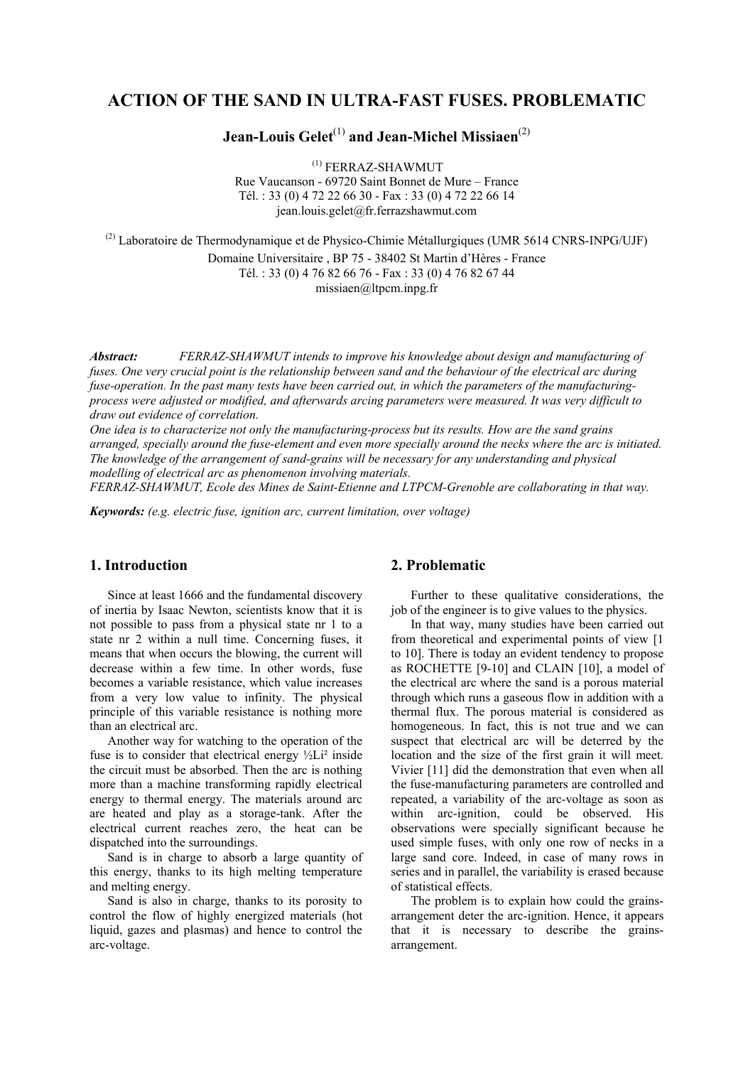# ACTION OF THE SAND IN ULTRA-FAST FUSES. PROBLEMATIC

**Jean-Louis Gelet**[(1)] **and Jean-Michel Missiaen**[(2)]

[(1)] FERRAZ-SHAWMUT
Rue Vaucanson - 69720 Saint Bonnet de Mure – France
Tél. : 33 (0) 4 72 22 66 30 - Fax : 33 (0) 4 72 22 66 14
jean.louis.gelet@fr.ferrazshawmut.com

[(2)] Laboratoire de Thermodynamique et de Physico-Chimie Métallurgiques (UMR 5614 CNRS-INPG/UJF)
Domaine Universitaire , BP 75 - 38402 St Martin d'Hères - France
Tél. : 33 (0) 4 76 82 66 76 - Fax : 33 (0) 4 76 82 67 44
missiaen@ltpcm.inpg.fr

***Abstract:*** *FERRAZ-SHAWMUT intends to improve his knowledge about design and manufacturing of fuses. One very crucial point is the relationship between sand and the behaviour of the electrical arc during fuse-operation. In the past many tests have been carried out, in which the parameters of the manufacturing-process were adjusted or modified, and afterwards arcing parameters were measured. It was very difficult to draw out evidence of correlation.*
*One idea is to characterize not only the manufacturing-process but its results. How are the sand grains arranged, specially around the fuse-element and even more specially around the necks where the arc is initiated. The knowledge of the arrangement of sand-grains will be necessary for any understanding and physical modelling of electrical arc as phenomenon involving materials.*
*FERRAZ-SHAWMUT, Ecole des Mines de Saint-Etienne and LTPCM-Grenoble are collaborating in that way.*

***Keywords:*** *(e.g. electric fuse, ignition arc, current limitation, over voltage)*

## 1. Introduction

Since at least 1666 and the fundamental discovery of inertia by Isaac Newton, scientists know that it is not possible to pass from a physical state nr 1 to a state nr 2 within a null time. Concerning fuses, it means that when occurs the blowing, the current will decrease within a few time. In other words, fuse becomes a variable resistance, which value increases from a very low value to infinity. The physical principle of this variable resistance is nothing more than an electrical arc.

Another way for watching to the operation of the fuse is to consider that electrical energy $\frac{1}{2}Li^2$ inside the circuit must be absorbed. Then the arc is nothing more than a machine transforming rapidly electrical energy to thermal energy. The materials around arc are heated and play as a storage-tank. After the electrical current reaches zero, the heat can be dispatched into the surroundings.

Sand is in charge to absorb a large quantity of this energy, thanks to its high melting temperature and melting energy.

Sand is also in charge, thanks to its porosity to control the flow of highly energized materials (hot liquid, gazes and plasmas) and hence to control the arc-voltage.

## 2. Problematic

Further to these qualitative considerations, the job of the engineer is to give values to the physics.

In that way, many studies have been carried out from theoretical and experimental points of view [1 to 10]. There is today an evident tendency to propose as ROCHETTE [9-10] and CLAIN [10], a model of the electrical arc where the sand is a porous material through which runs a gaseous flow in addition with a thermal flux. The porous material is considered as homogeneous. In fact, this is not true and we can suspect that electrical arc will be deterred by the location and the size of the first grain it will meet. Vivier [11] did the demonstration that even when all the fuse-manufacturing parameters are controlled and repeated, a variability of the arc-voltage as soon as within arc-ignition, could be observed. His observations were specially significant because he used simple fuses, with only one row of necks in a large sand core. Indeed, in case of many rows in series and in parallel, the variability is erased because of statistical effects.

The problem is to explain how could the grains-arrangement deter the arc-ignition. Hence, it appears that it is necessary to describe the grains-arrangement.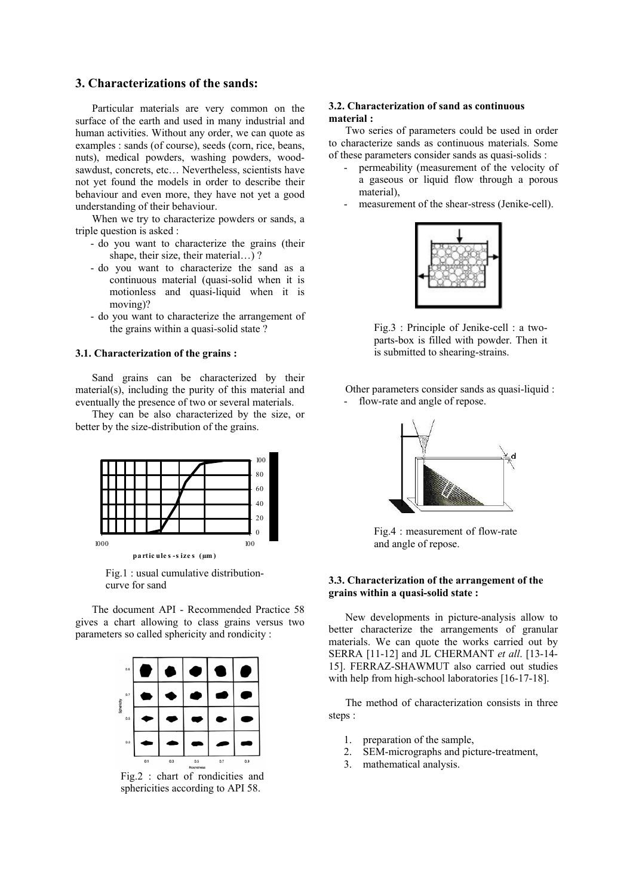## 3. Characterizations of the sands:

Particular materials are very common on the surface of the earth and used in many industrial and human activities. Without any order, we can quote as examples : sands (of course), seeds (corn, rice, beans, nuts), medical powders, washing powders, wood-sawdust, concretes, etc… Nevertheless, scientists have not yet found the models in order to describe their behaviour and even more, they have not yet a good understanding of their behaviour.

When we try to characterize powders or sands, a triple question is asked :

- do you want to characterize the grains (their shape, their size, their material…) ?
- do you want to characterize the sand as a continuous material (quasi-solid when it is motionless and quasi-liquid when it is moving)?
- do you want to characterize the arrangement of the grains within a quasi-solid state ?

### 3.1. Characterization of the grains :

Sand grains can be characterized by their material(s), including the purity of this material and eventually the presence of two or several materials.

They can be also characterized by the size, or better by the size-distribution of the grains.

Fig.1 : usual cumulative distribution-curve for sand

The document API - Recommended Practice 58 gives a chart allowing to class grains versus two parameters so called sphericity and rondicity :

Fig.2 : chart of rondicities and sphericities according to API 58.

### 3.2. Characterization of sand as continuous material :

Two series of parameters could be used in order to characterize sands as continuous materials. Some of these parameters consider sands as quasi-solids :

- permeability (measurement of the velocity of a gaseous or liquid flow through a porous material),
- measurement of the shear-stress (Jenike-cell).

Fig.3 : Principle of Jenike-cell : a two-parts-box is filled with powder. Then it is submitted to shearing-strains.

Other parameters consider sands as quasi-liquid :

- flow-rate and angle of repose.

Fig.4 : measurement of flow-rate and angle of repose.

### 3.3. Characterization of the arrangement of the grains within a quasi-solid state :

New developments in picture-analysis allow to better characterize the arrangements of granular materials. We can quote the works carried out by SERRA [11-12] and JL CHERMANT *et all*. [13-14-15]. FERRAZ-SHAWMUT also carried out studies with help from high-school laboratories [16-17-18].

The method of characterization consists in three steps :

1. preparation of the sample,
2. SEM-micrographs and picture-treatment,
3. mathematical analysis.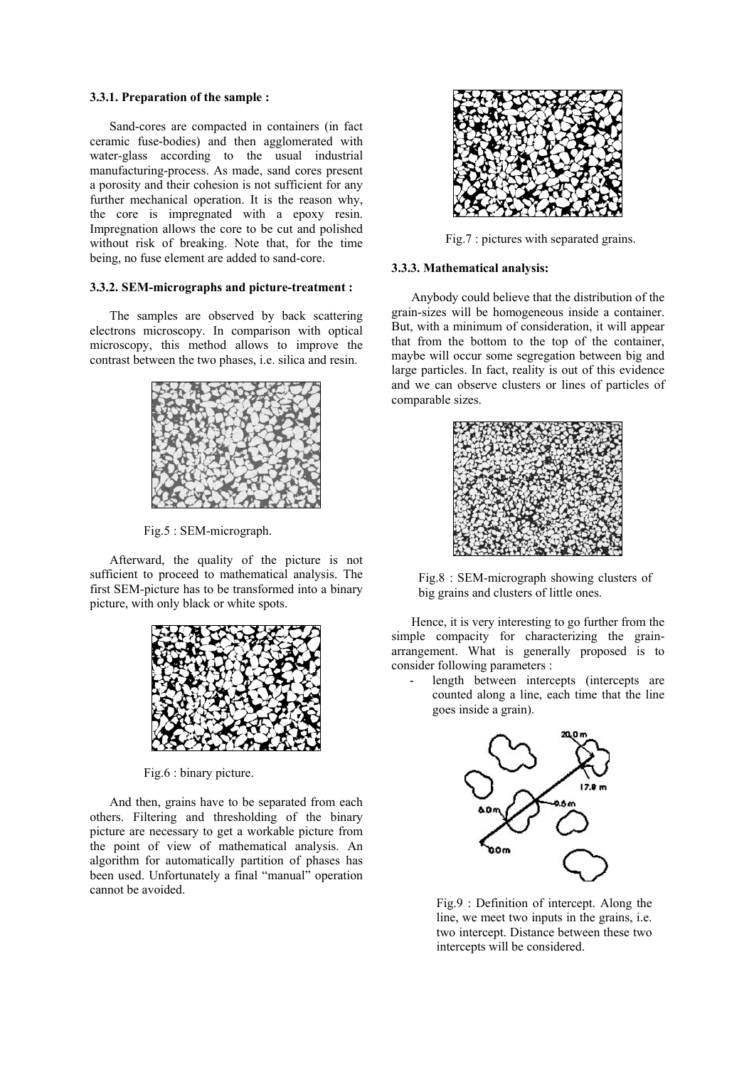#### 3.3.1. Preparation of the sample :

Sand-cores are compacted in containers (in fact ceramic fuse-bodies) and then agglomerated with water-glass according to the usual industrial manufacturing-process. As made, sand cores present a porosity and their cohesion is not sufficient for any further mechanical operation. It is the reason why, the core is impregnated with a epoxy resin. Impregnation allows the core to be cut and polished without risk of breaking. Note that, for the time being, no fuse element are added to sand-core.

#### 3.3.2. SEM-micrographs and picture-treatment :

The samples are observed by back scattering electrons microscopy. In comparison with optical microscopy, this method allows to improve the contrast between the two phases, i.e. silica and resin.

Fig.5 : SEM-micrograph.

Afterward, the quality of the picture is not sufficient to proceed to mathematical analysis. The first SEM-picture has to be transformed into a binary picture, with only black or white spots.

Fig.6 : binary picture.

And then, grains have to be separated from each others. Filtering and thresholding of the binary picture are necessary to get a workable picture from the point of view of mathematical analysis. An algorithm for automatically partition of phases has been used. Unfortunately a final "manual" operation cannot be avoided.

Fig.7 : pictures with separated grains.

#### 3.3.3. Mathematical analysis:

Anybody could believe that the distribution of the grain-sizes will be homogeneous inside a container. But, with a minimum of consideration, it will appear that from the bottom to the top of the container, maybe will occur some segregation between big and large particles. In fact, reality is out of this evidence and we can observe clusters or lines of particles of comparable sizes.

Fig.8 : SEM-micrograph showing clusters of big grains and clusters of little ones.

Hence, it is very interesting to go further from the simple compacity for characterizing the grain-arrangement. What is generally proposed is to consider following parameters :

- length between intercepts (intercepts are counted along a line, each time that the line goes inside a grain).

Fig.9 : Definition of intercept. Along the line, we meet two inputs in the grains, i.e. two intercept. Distance between these two intercepts will be considered.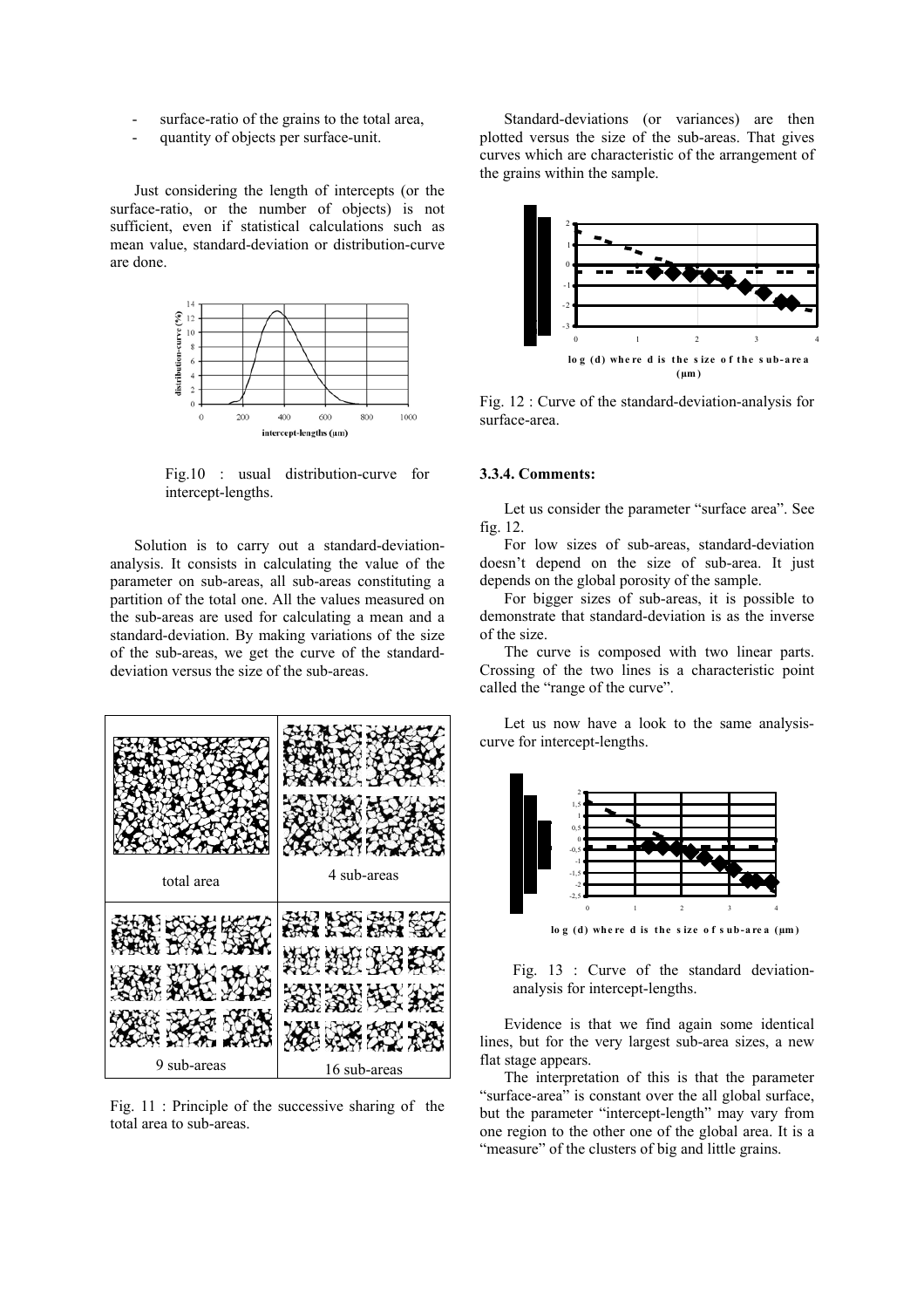- surface-ratio of the grains to the total area,
- quantity of objects per surface-unit.

Just considering the length of intercepts (or the surface-ratio, or the number of objects) is not sufficient, even if statistical calculations such as mean value, standard-deviation or distribution-curve are done.

Fig.10 : usual distribution-curve for intercept-lengths.

Solution is to carry out a standard-deviation-analysis. It consists in calculating the value of the parameter on sub-areas, all sub-areas constituting a partition of the total one. All the values measured on the sub-areas are used for calculating a mean and a standard-deviation. By making variations of the size of the sub-areas, we get the curve of the standard-deviation versus the size of the sub-areas.

Fig. 11 : Principle of the successive sharing of the total area to sub-areas.

Standard-deviations (or variances) are then plotted versus the size of the sub-areas. That gives curves which are characteristic of the arrangement of the grains within the sample.

Fig. 12 : Curve of the standard-deviation-analysis for surface-area.

### 3.3.4. Comments:

Let us consider the parameter "surface area". See fig. 12.

For low sizes of sub-areas, standard-deviation doesn't depend on the size of sub-area. It just depends on the global porosity of the sample.

For bigger sizes of sub-areas, it is possible to demonstrate that standard-deviation is as the inverse of the size.

The curve is composed with two linear parts. Crossing of the two lines is a characteristic point called the "range of the curve".

Let us now have a look to the same analysis-curve for intercept-lengths.

Fig. 13 : Curve of the standard deviation-analysis for intercept-lengths.

Evidence is that we find again some identical lines, but for the very largest sub-area sizes, a new flat stage appears.

The interpretation of this is that the parameter "surface-area" is constant over the all global surface, but the parameter "intercept-length" may vary from one region to the other one of the global area. It is a "measure" of the clusters of big and little grains.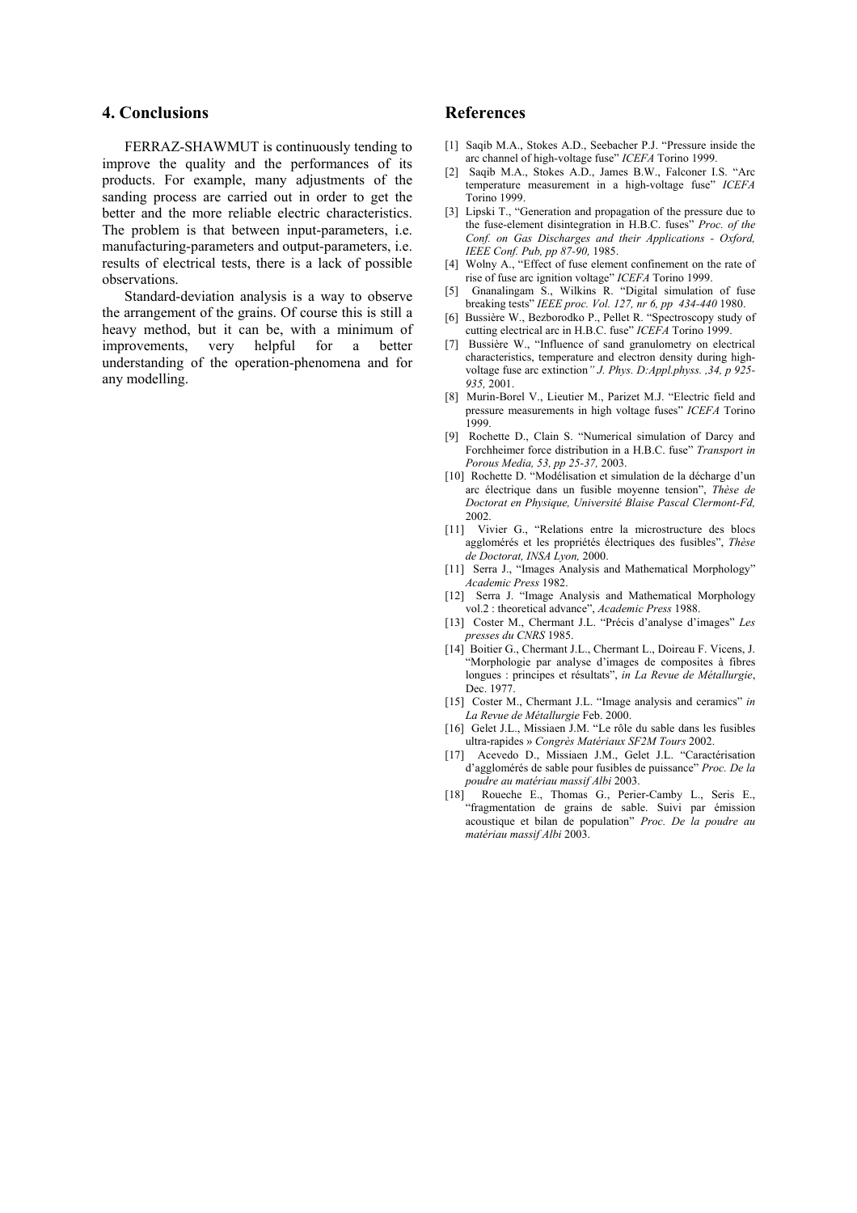## 4. Conclusions

FERRAZ-SHAWMUT is continuously tending to improve the quality and the performances of its products. For example, many adjustments of the sanding process are carried out in order to get the better and the more reliable electric characteristics. The problem is that between input-parameters, i.e. manufacturing-parameters and output-parameters, i.e. results of electrical tests, there is a lack of possible observations.

Standard-deviation analysis is a way to observe the arrangement of the grains. Of course this is still a heavy method, but it can be, with a minimum of improvements, very helpful for a better understanding of the operation-phenomena and for any modelling.

## References

[1] Saqib M.A., Stokes A.D., Seebacher P.J. "Pressure inside the arc channel of high-voltage fuse" *ICEFA* Torino 1999.

[2] Saqib M.A., Stokes A.D., James B.W., Falconer I.S. "Arc temperature measurement in a high-voltage fuse" *ICEFA* Torino 1999.

[3] Lipski T., "Generation and propagation of the pressure due to the fuse-element disintegration in H.B.C. fuses" *Proc. of the Conf. on Gas Discharges and their Applications - Oxford, IEEE Conf. Pub, pp 87-90,* 1985.

[4] Wolny A., "Effect of fuse element confinement on the rate of rise of fuse arc ignition voltage" *ICEFA* Torino 1999.

[5] Gnanalingam S., Wilkins R. "Digital simulation of fuse breaking tests" *IEEE proc. Vol. 127, nr 6, pp 434-440* 1980.

[6] Bussière W., Bezborodko P., Pellet R. "Spectroscopy study of cutting electrical arc in H.B.C. fuse" *ICEFA* Torino 1999.

[7] Bussière W., "Influence of sand granulometry on electrical characteristics, temperature and electron density during high-voltage fuse arc extinction*" J. Phys. D:Appl.physs. ,34, p 925-935,* 2001.

[8] Murin-Borel V., Lieutier M., Parizet M.J. "Electric field and pressure measurements in high voltage fuses" *ICEFA* Torino 1999.

[9] Rochette D., Clain S. "Numerical simulation of Darcy and Forchheimer force distribution in a H.B.C. fuse" *Transport in Porous Media, 53, pp 25-37,* 2003.

[10] Rochette D. "Modélisation et simulation de la décharge d'un arc électrique dans un fusible moyenne tension", *Thèse de Doctorat en Physique, Université Blaise Pascal Clermont-Fd,* 2002.

[11] Vivier G., "Relations entre la microstructure des blocs agglomérés et les propriétés électriques des fusibles", *Thèse de Doctorat, INSA Lyon,* 2000.

[11] Serra J., "Images Analysis and Mathematical Morphology" *Academic Press* 1982.

[12] Serra J. "Image Analysis and Mathematical Morphology vol.2 : theoretical advance", *Academic Press* 1988.

[13] Coster M., Chermant J.L. "Précis d'analyse d'images" *Les presses du CNRS* 1985.

[14] Boitier G., Chermant J.L., Chermant L., Doireau F. Vicens, J. "Morphologie par analyse d'images de composites à fibres longues : principes et résultats", *in La Revue de Métallurgie*, Dec. 1977.

[15] Coster M., Chermant J.L. "Image analysis and ceramics" *in La Revue de Métallurgie* Feb. 2000.

[16] Gelet J.L., Missiaen J.M. "Le rôle du sable dans les fusibles ultra-rapides » *Congrès Matériaux SF2M Tours* 2002.

[17] Acevedo D., Missiaen J.M., Gelet J.L. "Caractérisation d'agglomérés de sable pour fusibles de puissance" *Proc. De la poudre au matériau massif Albi* 2003.

[18] Roueche E., Thomas G., Perier-Camby L., Seris E., "fragmentation de grains de sable. Suivi par émission acoustique et bilan de population" *Proc. De la poudre au matériau massif Albi* 2003.